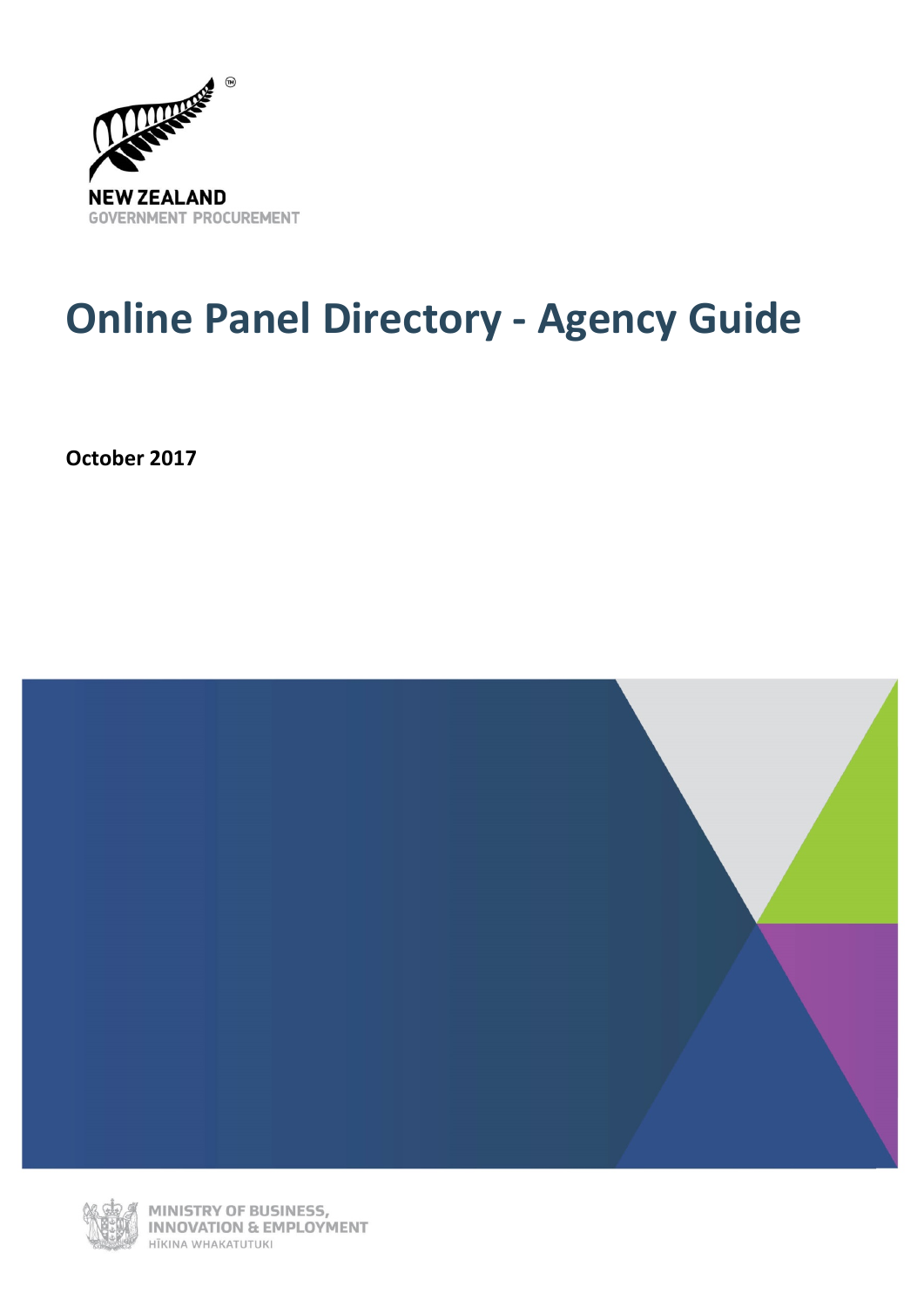NEW ZEALAND
GOVERNMENT PROCUREMENT

# Online Panel Directory - Agency Guide

**October 2017**

MINISTRY OF BUSINESS, INNOVATION & EMPLOYMENT
HĪKINA WHAKATUTUKI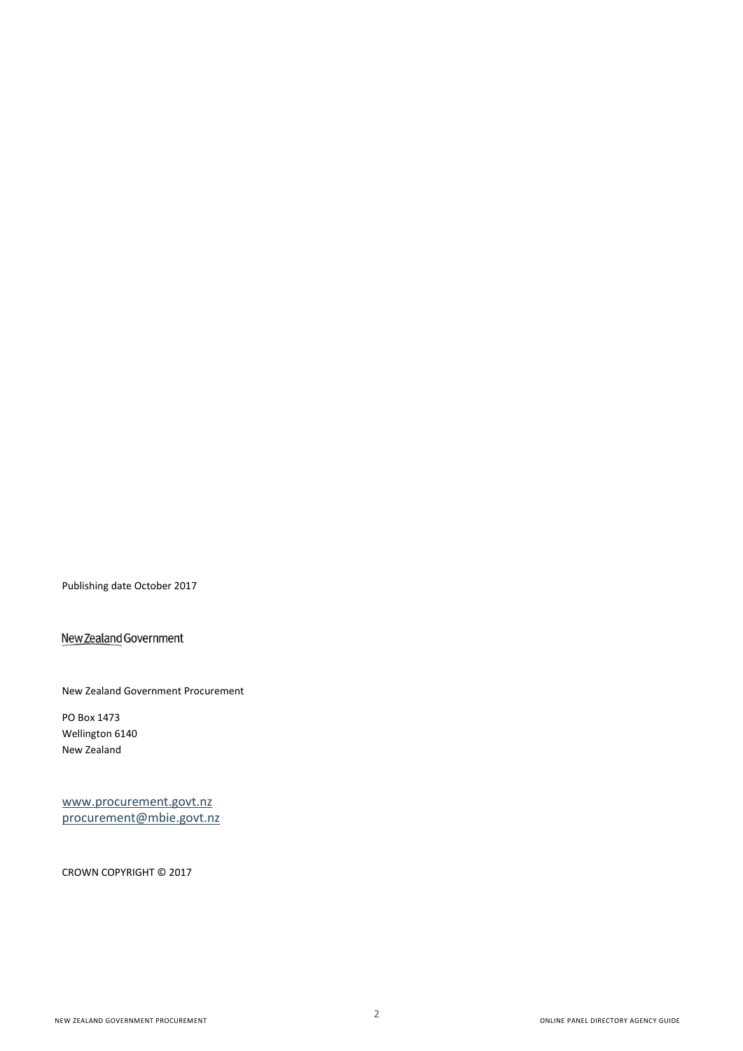Publishing date October 2017

New Zealand Government

New Zealand Government Procurement

PO Box 1473
Wellington 6140
New Zealand

www.procurement.govt.nz
procurement@mbie.govt.nz

CROWN COPYRIGHT © 2017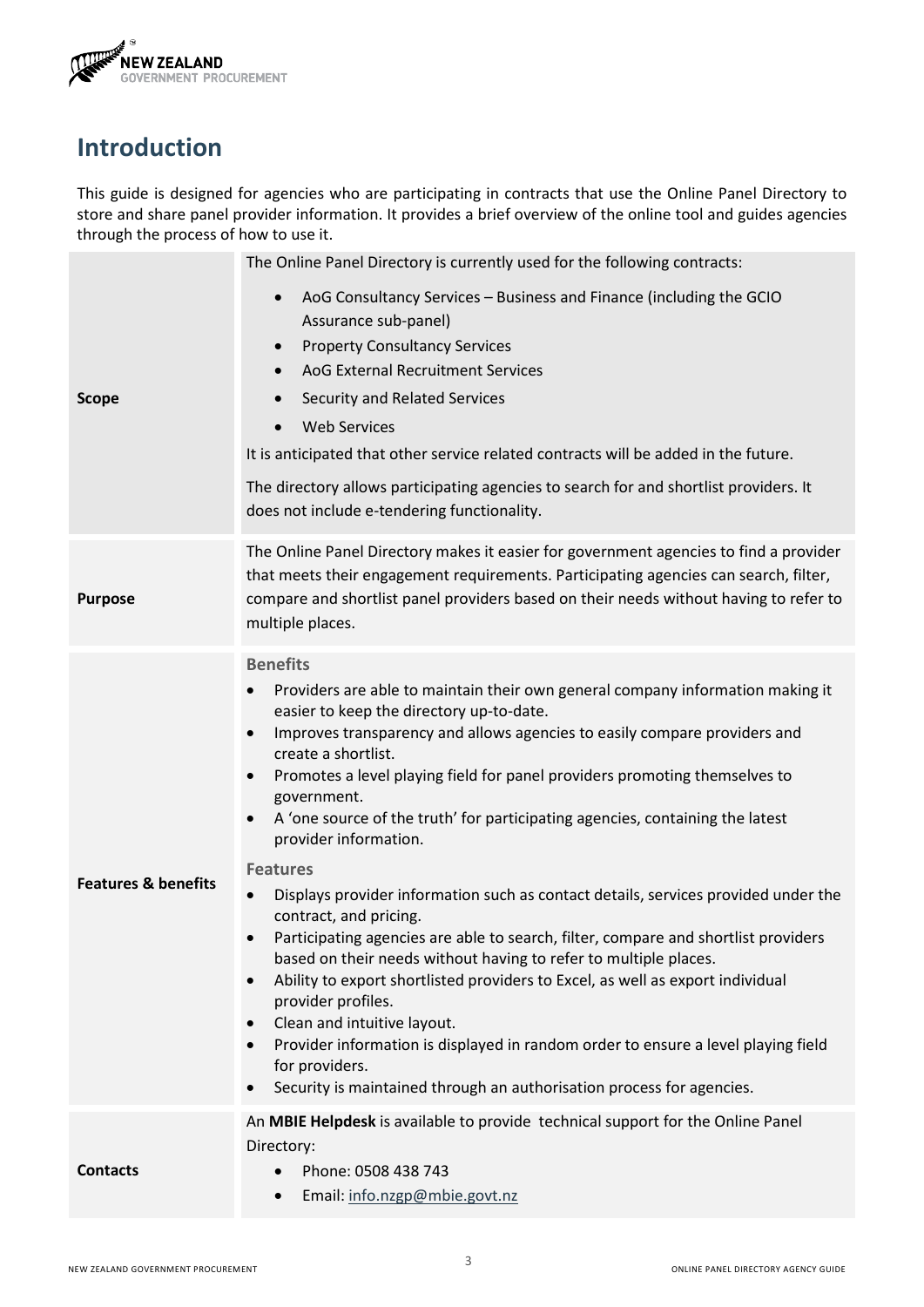# Introduction

This guide is designed for agencies who are participating in contracts that use the Online Panel Directory to store and share panel provider information. It provides a brief overview of the online tool and guides agencies through the process of how to use it.

| | |
|---|---|
| **Scope** | The Online Panel Directory is currently used for the following contracts:<br>• AoG Consultancy Services – Business and Finance (including the GCIO Assurance sub-panel)<br>• Property Consultancy Services<br>• AoG External Recruitment Services<br>• Security and Related Services<br>• Web Services<br>It is anticipated that other service related contracts will be added in the future.<br>The directory allows participating agencies to search for and shortlist providers. It does not include e-tendering functionality. |
| **Purpose** | The Online Panel Directory makes it easier for government agencies to find a provider that meets their engagement requirements. Participating agencies can search, filter, compare and shortlist panel providers based on their needs without having to refer to multiple places. |
| **Features & benefits** | **Benefits**<br>• Providers are able to maintain their own general company information making it easier to keep the directory up-to-date.<br>• Improves transparency and allows agencies to easily compare providers and create a shortlist.<br>• Promotes a level playing field for panel providers promoting themselves to government.<br>• A 'one source of the truth' for participating agencies, containing the latest provider information.<br>**Features**<br>• Displays provider information such as contact details, services provided under the contract, and pricing.<br>• Participating agencies are able to search, filter, compare and shortlist providers based on their needs without having to refer to multiple places.<br>• Ability to export shortlisted providers to Excel, as well as export individual provider profiles.<br>• Clean and intuitive layout.<br>• Provider information is displayed in random order to ensure a level playing field for providers.<br>• Security is maintained through an authorisation process for agencies. |
| **Contacts** | An **MBIE Helpdesk** is available to provide technical support for the Online Panel Directory:<br>• Phone: 0508 438 743<br>• Email: info.nzgp@mbie.govt.nz |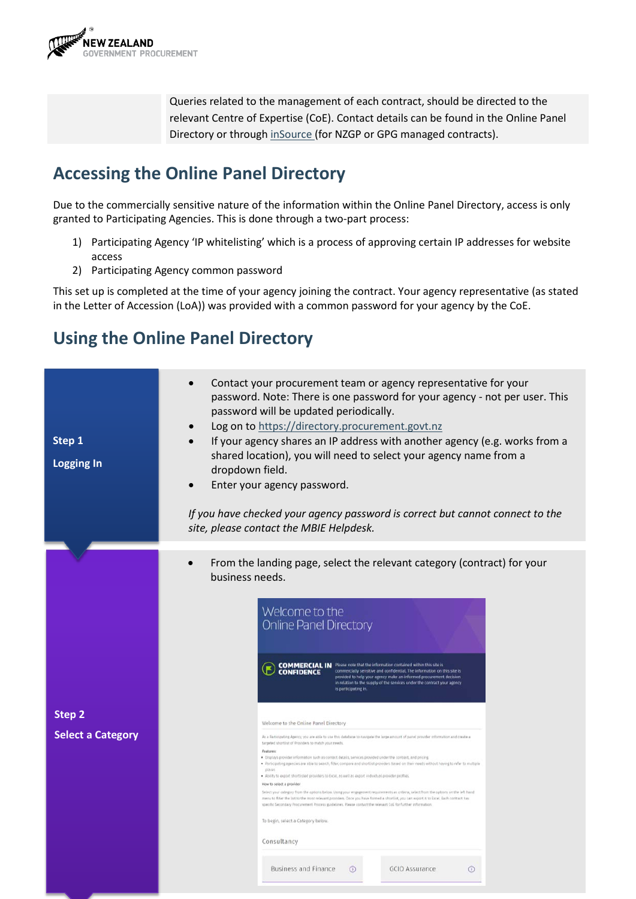Queries related to the management of each contract, should be directed to the relevant Centre of Expertise (CoE). Contact details can be found in the Online Panel Directory or through [inSource](#) (for NZGP or GPG managed contracts).

## Accessing the Online Panel Directory

Due to the commercially sensitive nature of the information within the Online Panel Directory, access is only granted to Participating Agencies. This is done through a two-part process:

1) Participating Agency 'IP whitelisting' which is a process of approving certain IP addresses for website access
2) Participating Agency common password

This set up is completed at the time of your agency joining the contract. Your agency representative (as stated in the Letter of Accession (LoA)) was provided with a common password for your agency by the CoE.

## Using the Online Panel Directory

**Step 1**

**Logging In**

- Contact your procurement team or agency representative for your password. Note: There is one password for your agency - not per user. This password will be updated periodically.
- Log on to https://directory.procurement.govt.nz
- If your agency shares an IP address with another agency (e.g. works from a shared location), you will need to select your agency name from a dropdown field.
- Enter your agency password.

*If you have checked your agency password is correct but cannot connect to the site, please contact the MBIE Helpdesk.*

**Step 2**

**Select a Category**

- From the landing page, select the relevant category (contract) for your business needs.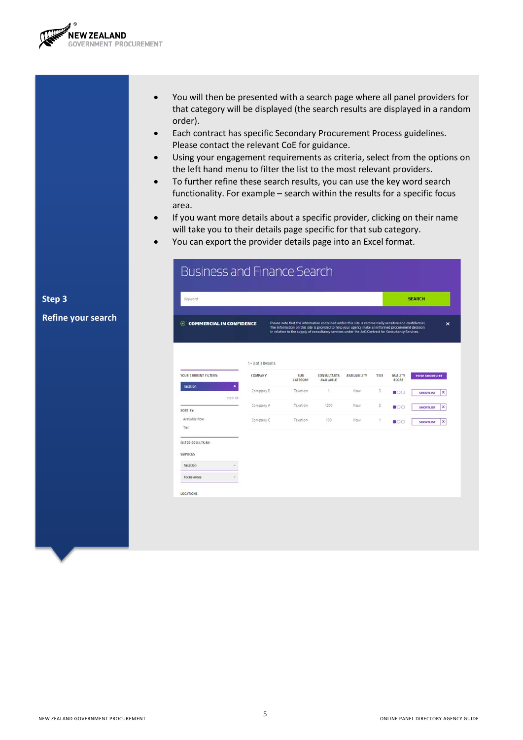## Step 3

## Refine your search

- You will then be presented with a search page where all panel providers for that category will be displayed (the search results are displayed in a random order).
- Each contract has specific Secondary Procurement Process guidelines. Please contact the relevant CoE for guidance.
- Using your engagement requirements as criteria, select from the options on the left hand menu to filter the list to the most relevant providers.
- To further refine these search results, you can use the key word search functionality. For example – search within the results for a specific focus area.
- If you want more details about a specific provider, clicking on their name will take you to their details page specific for that sub category.
- You can export the provider details page into an Excel format.

Business and Finance Search

Keyword | SEARCH

COMMERCIAL IN CONFIDENCE — Please note that the information contained within this site is commercially sensitive and confidential. The information on this site is provided to help your agency make an informed procurement decision in relation to the supply of consultancy services under the AoG Contract for Consultancy Services.

YOUR CURRENT FILTERS: Taxation (clear all)

SORT BY: Available Now, Tier

FILTER RESULTS BY: SERVICES — Taxation, Focus areas

LOCATIONS

1 - 3 of 3 Results

| COMPANY | SUB CATEGORY | CONSULTANTS AVAILABLE | AVAILABILITY | TIER | QUALITY SCORE | VIEW SHORTLIST |
|---|---|---|---|---|---|---|
| Company B | Taxation | 1 | Now | 3 | | SHORTLIST |
| Company A | Taxation | 1200 | Now | 3 | | SHORTLIST |
| Company C | Taxation | 100 | Now | 1 | | SHORTLIST |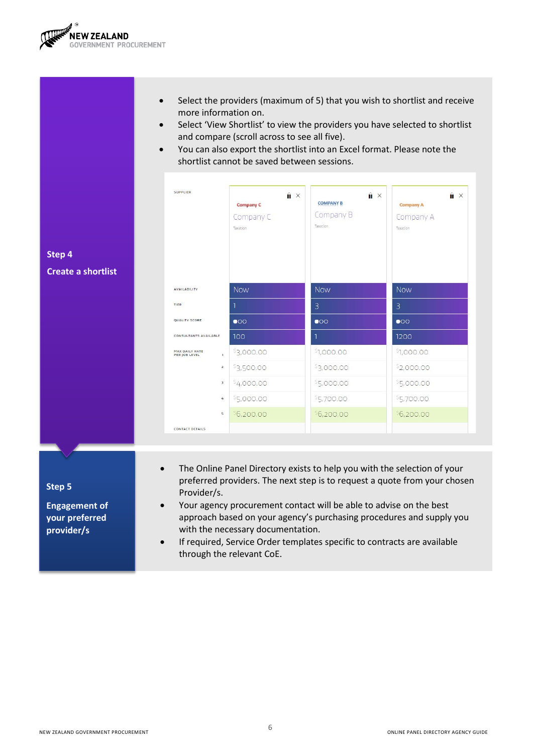## Step 4

## Create a shortlist

- Select the providers (maximum of 5) that you wish to shortlist and receive more information on.
- Select 'View Shortlist' to view the providers you have selected to shortlist and compare (scroll across to see all five).
- You can also export the shortlist into an Excel format. Please note the shortlist cannot be saved between sessions.

| SUPPLIER | | Company C<br>Company C<br>Taxation | COMPANY B<br>Company B<br>Taxation | Company A<br>Company A<br>Taxation |
|---|---|---|---|---|
| AVAILABILITY | | Now | Now | Now |
| TIER | | 1 | 3 | 3 |
| QUALITY SCORE | | ●○○ | ●○○ | ●○○ |
| CONSULTANTS AVAILABLE | | 100 | 1 | 1200 |
| MAX DAILY RATE PER JOB LEVEL | 1 | $3,000.00 | $1,000.00 | $1,000.00 |
| | 2 | $3,500.00 | $3,000.00 | $2,000.00 |
| | 3 | $4,000.00 | $5,000.00 | $5,000.00 |
| | 4 | $5,000.00 | $5,700.00 | $5,700.00 |
| | 5 | $6,200.00 | $6,200.00 | $6,200.00 |
| CONTACT DETAILS | | | | |

## Step 5

## Engagement of your preferred provider/s

- The Online Panel Directory exists to help you with the selection of your preferred providers. The next step is to request a quote from your chosen Provider/s.
- Your agency procurement contact will be able to advise on the best approach based on your agency's purchasing procedures and supply you with the necessary documentation.
- If required, Service Order templates specific to contracts are available through the relevant CoE.